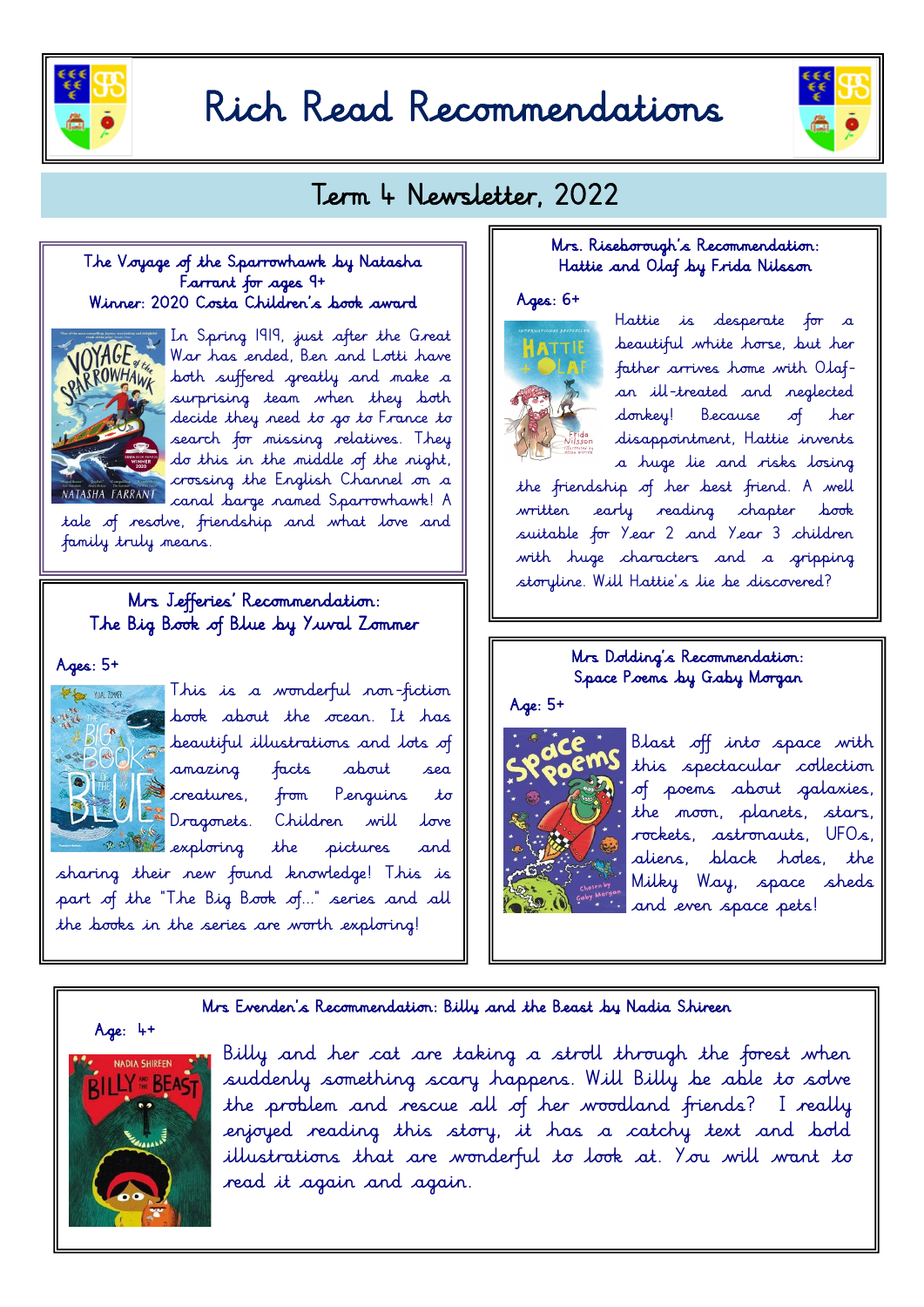# Rich Read Recommendations

## Term 4 Newsletter, 2022

### The Voyage of the Sparrowhawk by Natasha Farrant for ages 9+
### Winner: 2020 Costa Children's book award

In Spring 1919, just after the Great War has ended, Ben and Lotti have both suffered greatly and make a surprising team when they both decide they need to go to France to search for missing relatives. They do this in the middle of the night, crossing the English Channel on a canal barge named Sparrowhawk! A tale of resolve, friendship and what love and family truly means.

### Mrs. Riseborough's Recommendation: Hattie and Olaf by Frida Nilsson

Ages: 6+

Hattie is desperate for a beautiful white horse, but her father arrives home with Olaf- an ill-treated and neglected donkey! Because of her disappointment, Hattie invents a huge lie and risks losing the friendship of her best friend. A well written early reading chapter book suitable for Year 2 and Year 3 children with huge characters and a gripping storyline. Will Hattie's lie be discovered?

### Mrs Jefferies' Recommendation: The Big Book of Blue by Yuval Zommer

Ages: 5+

This is a wonderful non-fiction book about the ocean. It has beautiful illustrations and lots of amazing facts about sea creatures, from Penguins to Dragonets. Children will love exploring the pictures and sharing their new found knowledge! This is part of the "The Big Book of..." series and all the books in the series are worth exploring!

### Mrs Dolding's Recommendation: Space Poems by Gaby Morgan

Age: 5+

Blast off into space with this spectacular collection of poems about galaxies, the moon, planets, stars, rockets, astronauts, UFOs, aliens, black holes, the Milky Way, space sheds and even space pets!

### Mrs Evenden's Recommendation: Billy and the Beast by Nadia Shireen

Age: 4+

Billy and her cat are taking a stroll through the forest when suddenly something scary happens. Will Billy be able to solve the problem and rescue all of her woodland friends? I really enjoyed reading this story, it has a catchy text and bold illustrations that are wonderful to look at. You will want to read it again and again.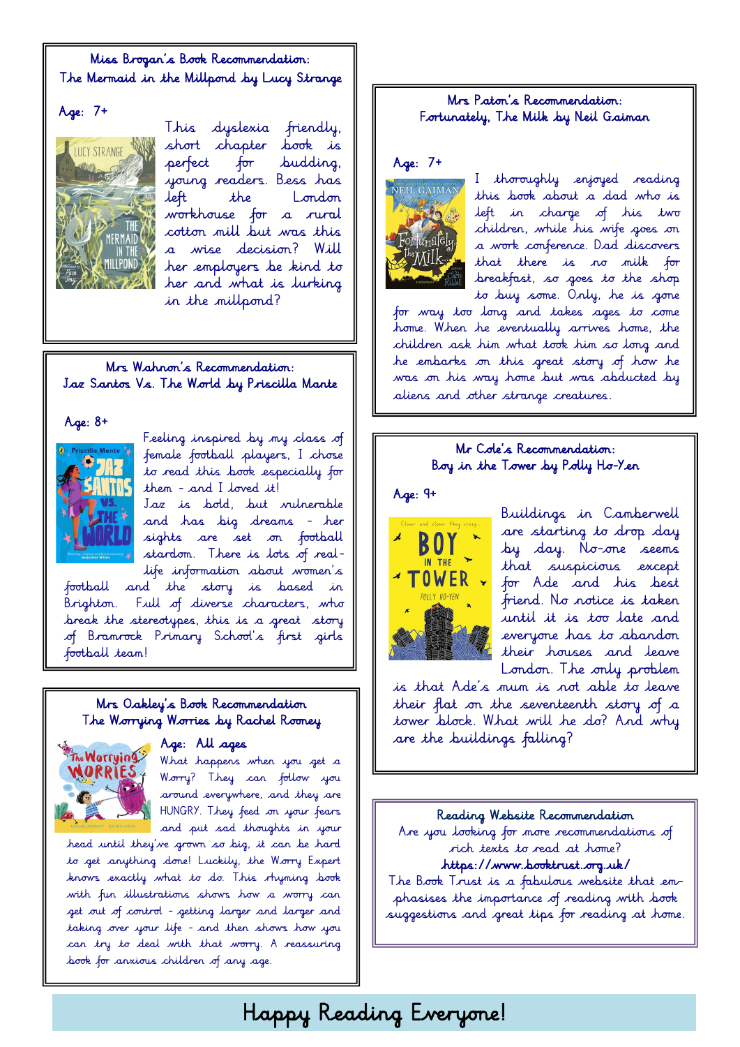## Miss Brogan's Book Recommendation:
## The Mermaid in the Millpond by Lucy Strange

**Age: 7+**

This dyslexia friendly, short chapter book is perfect for budding, young readers. Bess has left the London workhouse for a rural cotton mill but was this a wise decision? Will her employers be kind to her and what is lurking in the millpond?

## Mrs Paton's Recommendation:
## Fortunately, The Milk by Neil Gaiman

**Age: 7+**

I thoroughly enjoyed reading this book about a dad who is left in charge of his two children, while his wife goes on a work conference. Dad discovers that there is no milk for breakfast, so goes to the shop to buy some. Only, he is gone for way too long and takes ages to come home. When he eventually arrives home, the children ask him what took him so long and he embarks on this great story of how he was on his way home but was abducted by aliens and other strange creatures.

## Mrs Wahnon's Recommendation:
## Jaz Santos Vs. The World by Priscilla Mante

**Age: 8+**

Feeling inspired by my class of female football players, I chose to read this book especially for them - and I loved it!

Jaz is bold, but vulnerable and has big dreams - her sights are set on football stardom. There is lots of real-life information about women's football and the story is based in Brighton. Full of diverse characters, who break the stereotypes, this is a great story of Bramrock Primary School's first girls football team!

## Mr Cole's Recommendation:
## Boy in the Tower by Polly Ho-Yen

**Age: 9+**

Buildings in Camberwell are starting to drop day by day. No-one seems that suspicious except for Ade and his best friend. No notice is taken until it is too late and everyone has to abandon their houses and leave London. The only problem is that Ade's mum is not able to leave their flat on the seventeenth story of a tower block. What will he do? And why are the buildings falling?

## Mrs Oakley's Book Recommendation
## The Worrying Worries by Rachel Rooney

**Age: All ages**

What happens when you get a Worry? They can follow you around everywhere, and they are HUNGRY. They feed on your fears and put sad thoughts in your head until they've grown so big, it can be hard to get anything done! Luckily, the Worry Expert knows exactly what to do. This rhyming book with fun illustrations shows how a worry can get out of control - getting larger and larger and taking over your life - and then shows how you can try to deal with that worry. A reassuring book for anxious children of any age.

## Reading Website Recommendation

Are you looking for more recommendations of rich texts to read at home?

**https://www.booktrust.org.uk/**

The Book Trust is a fabulous website that emphasises the importance of reading with book suggestions and great tips for reading at home.

# Happy Reading Everyone!